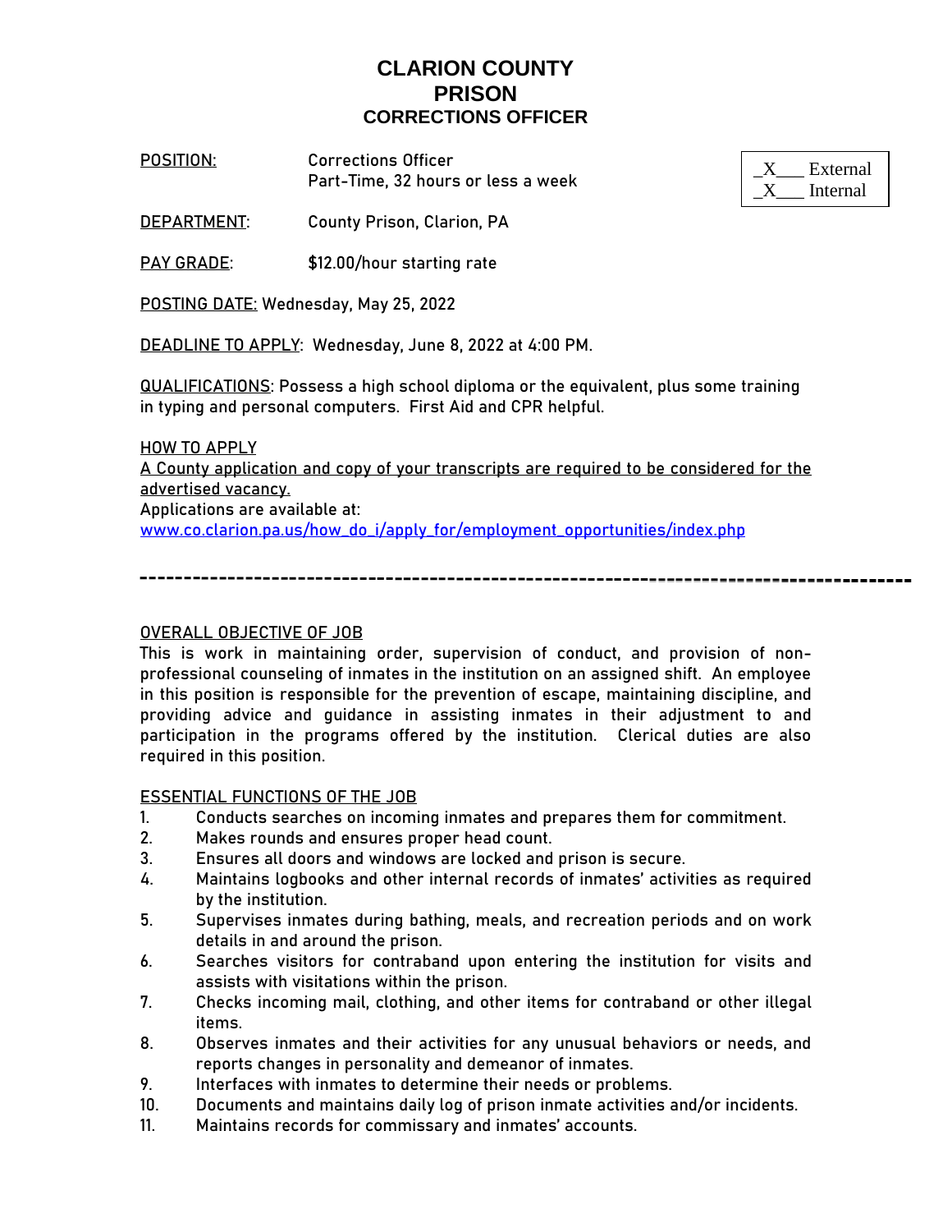# CLARION COUNTY PRISON

## CORRECTIONS OFFICER

_X___ External
_X___ Internal

POSITION: Corrections Officer
Part-Time, 32 hours or less a week

DEPARTMENT: County Prison, Clarion, PA

PAY GRADE: $12.00/hour starting rate

POSTING DATE: Wednesday, May 25, 2022

DEADLINE TO APPLY: Wednesday, June 8, 2022 at 4:00 PM.

QUALIFICATIONS: Possess a high school diploma or the equivalent, plus some training in typing and personal computers. First Aid and CPR helpful.

HOW TO APPLY

A County application and copy of your transcripts are required to be considered for the advertised vacancy.

Applications are available at:
www.co.clarion.pa.us/how_do_i/apply_for/employment_opportunities/index.php

---

OVERALL OBJECTIVE OF JOB

This is work in maintaining order, supervision of conduct, and provision of non-professional counseling of inmates in the institution on an assigned shift. An employee in this position is responsible for the prevention of escape, maintaining discipline, and providing advice and guidance in assisting inmates in their adjustment to and participation in the programs offered by the institution. Clerical duties are also required in this position.

ESSENTIAL FUNCTIONS OF THE JOB

1. Conducts searches on incoming inmates and prepares them for commitment.
2. Makes rounds and ensures proper head count.
3. Ensures all doors and windows are locked and prison is secure.
4. Maintains logbooks and other internal records of inmates' activities as required by the institution.
5. Supervises inmates during bathing, meals, and recreation periods and on work details in and around the prison.
6. Searches visitors for contraband upon entering the institution for visits and assists with visitations within the prison.
7. Checks incoming mail, clothing, and other items for contraband or other illegal items.
8. Observes inmates and their activities for any unusual behaviors or needs, and reports changes in personality and demeanor of inmates.
9. Interfaces with inmates to determine their needs or problems.
10. Documents and maintains daily log of prison inmate activities and/or incidents.
11. Maintains records for commissary and inmates' accounts.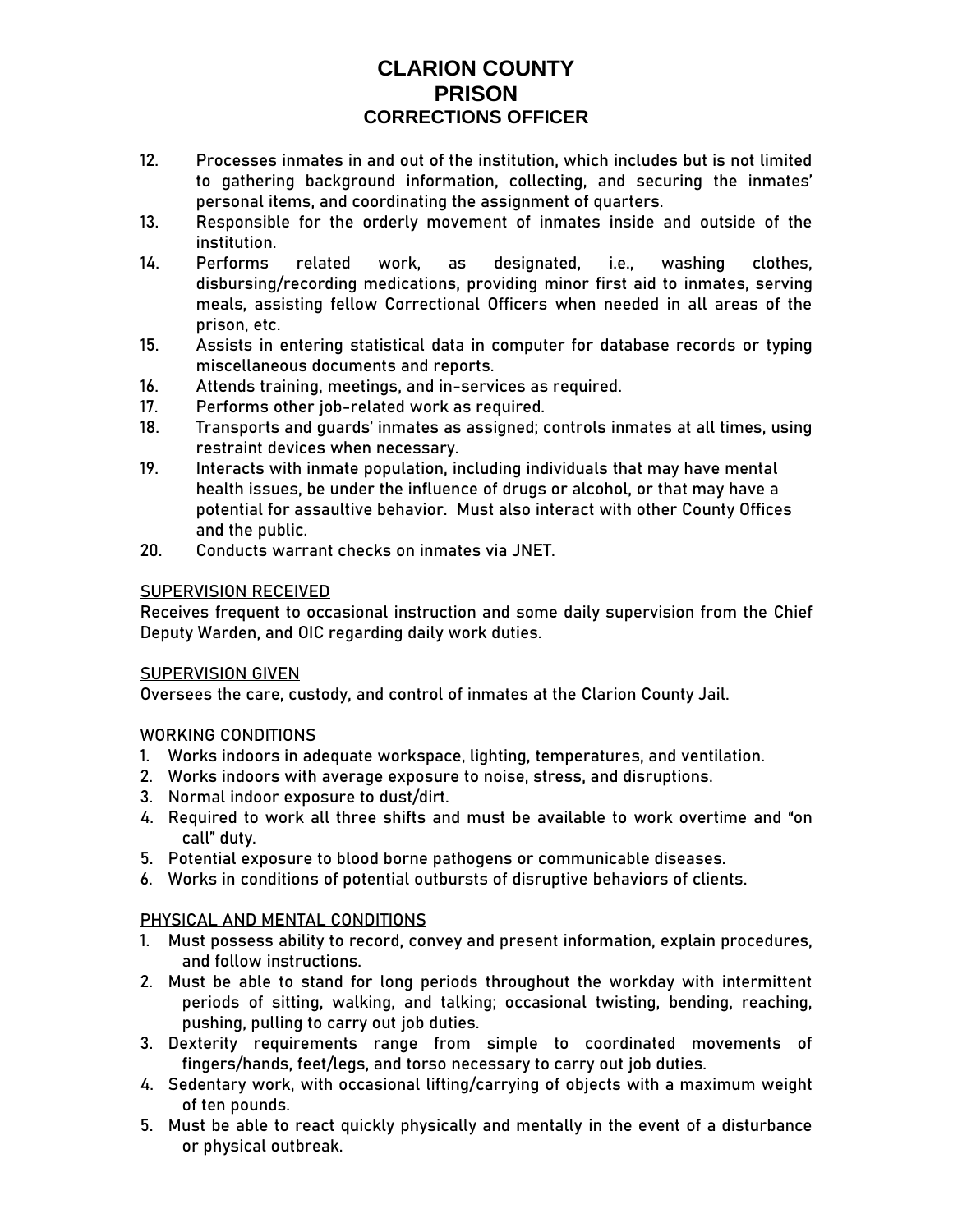# CLARION COUNTY PRISON
## CORRECTIONS OFFICER

12. Processes inmates in and out of the institution, which includes but is not limited to gathering background information, collecting, and securing the inmates' personal items, and coordinating the assignment of quarters.
13. Responsible for the orderly movement of inmates inside and outside of the institution.
14. Performs related work, as designated, i.e., washing clothes, disbursing/recording medications, providing minor first aid to inmates, serving meals, assisting fellow Correctional Officers when needed in all areas of the prison, etc.
15. Assists in entering statistical data in computer for database records or typing miscellaneous documents and reports.
16. Attends training, meetings, and in-services as required.
17. Performs other job-related work as required.
18. Transports and guards' inmates as assigned; controls inmates at all times, using restraint devices when necessary.
19. Interacts with inmate population, including individuals that may have mental health issues, be under the influence of drugs or alcohol, or that may have a potential for assaultive behavior. Must also interact with other County Offices and the public.
20. Conducts warrant checks on inmates via JNET.

<u>SUPERVISION RECEIVED</u>

Receives frequent to occasional instruction and some daily supervision from the Chief Deputy Warden, and OIC regarding daily work duties.

<u>SUPERVISION GIVEN</u>

Oversees the care, custody, and control of inmates at the Clarion County Jail.

<u>WORKING CONDITIONS</u>

1. Works indoors in adequate workspace, lighting, temperatures, and ventilation.
2. Works indoors with average exposure to noise, stress, and disruptions.
3. Normal indoor exposure to dust/dirt.
4. Required to work all three shifts and must be available to work overtime and "on call" duty.
5. Potential exposure to blood borne pathogens or communicable diseases.
6. Works in conditions of potential outbursts of disruptive behaviors of clients.

<u>PHYSICAL AND MENTAL CONDITIONS</u>

1. Must possess ability to record, convey and present information, explain procedures, and follow instructions.
2. Must be able to stand for long periods throughout the workday with intermittent periods of sitting, walking, and talking; occasional twisting, bending, reaching, pushing, pulling to carry out job duties.
3. Dexterity requirements range from simple to coordinated movements of fingers/hands, feet/legs, and torso necessary to carry out job duties.
4. Sedentary work, with occasional lifting/carrying of objects with a maximum weight of ten pounds.
5. Must be able to react quickly physically and mentally in the event of a disturbance or physical outbreak.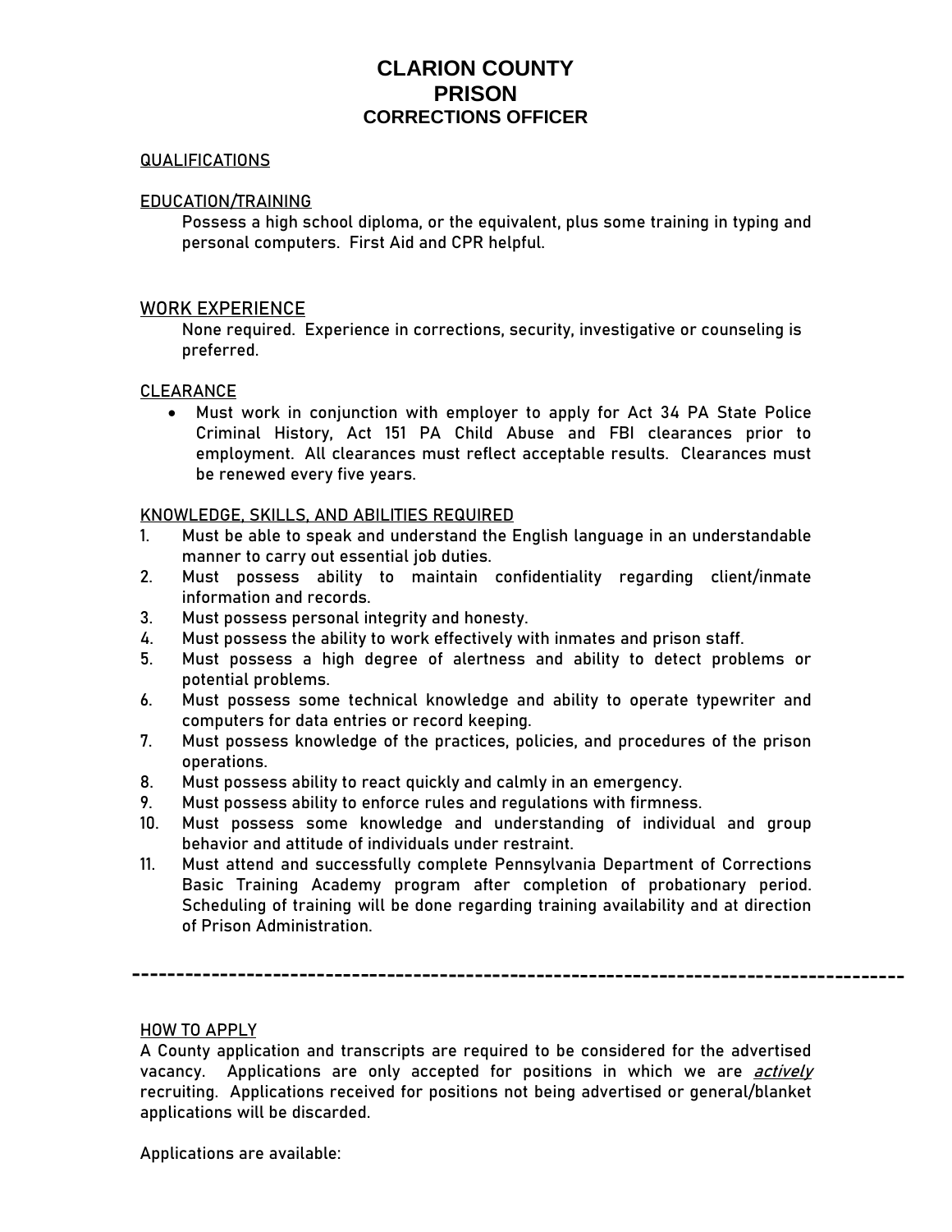# CLARION COUNTY PRISON
## CORRECTIONS OFFICER

QUALIFICATIONS

EDUCATION/TRAINING

Possess a high school diploma, or the equivalent, plus some training in typing and personal computers. First Aid and CPR helpful.

WORK EXPERIENCE

None required. Experience in corrections, security, investigative or counseling is preferred.

CLEARANCE

- Must work in conjunction with employer to apply for Act 34 PA State Police Criminal History, Act 151 PA Child Abuse and FBI clearances prior to employment. All clearances must reflect acceptable results. Clearances must be renewed every five years.

KNOWLEDGE, SKILLS, AND ABILITIES REQUIRED

1. Must be able to speak and understand the English language in an understandable manner to carry out essential job duties.
2. Must possess ability to maintain confidentiality regarding client/inmate information and records.
3. Must possess personal integrity and honesty.
4. Must possess the ability to work effectively with inmates and prison staff.
5. Must possess a high degree of alertness and ability to detect problems or potential problems.
6. Must possess some technical knowledge and ability to operate typewriter and computers for data entries or record keeping.
7. Must possess knowledge of the practices, policies, and procedures of the prison operations.
8. Must possess ability to react quickly and calmly in an emergency.
9. Must possess ability to enforce rules and regulations with firmness.
10. Must possess some knowledge and understanding of individual and group behavior and attitude of individuals under restraint.
11. Must attend and successfully complete Pennsylvania Department of Corrections Basic Training Academy program after completion of probationary period. Scheduling of training will be done regarding training availability and at direction of Prison Administration.

---

HOW TO APPLY

A County application and transcripts are required to be considered for the advertised vacancy. Applications are only accepted for positions in which we are *actively* recruiting. Applications received for positions not being advertised or general/blanket applications will be discarded.

Applications are available: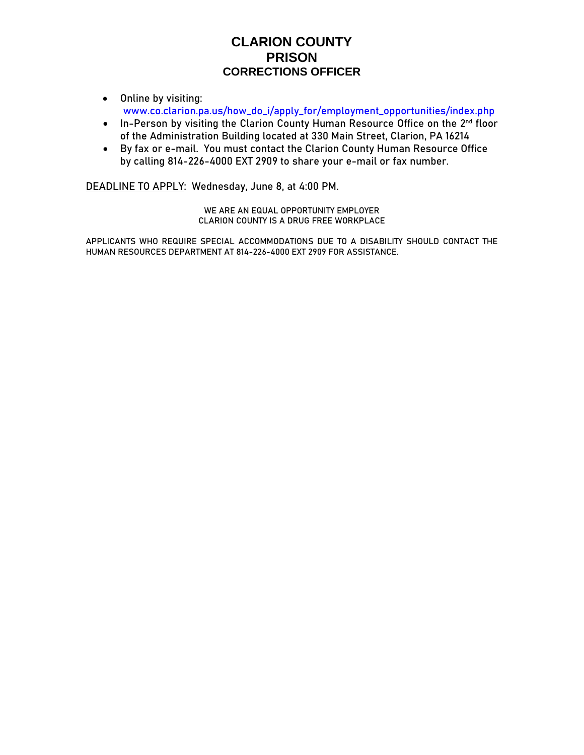# CLARION COUNTY
# PRISON
## CORRECTIONS OFFICER

- Online by visiting: www.co.clarion.pa.us/how_do_i/apply_for/employment_opportunities/index.php
- In-Person by visiting the Clarion County Human Resource Office on the 2nd floor of the Administration Building located at 330 Main Street, Clarion, PA 16214
- By fax or e-mail. You must contact the Clarion County Human Resource Office by calling 814-226-4000 EXT 2909 to share your e-mail or fax number.

DEADLINE TO APPLY: Wednesday, June 8, at 4:00 PM.

WE ARE AN EQUAL OPPORTUNITY EMPLOYER
CLARION COUNTY IS A DRUG FREE WORKPLACE

APPLICANTS WHO REQUIRE SPECIAL ACCOMMODATIONS DUE TO A DISABILITY SHOULD CONTACT THE HUMAN RESOURCES DEPARTMENT AT 814-226-4000 EXT 2909 FOR ASSISTANCE.